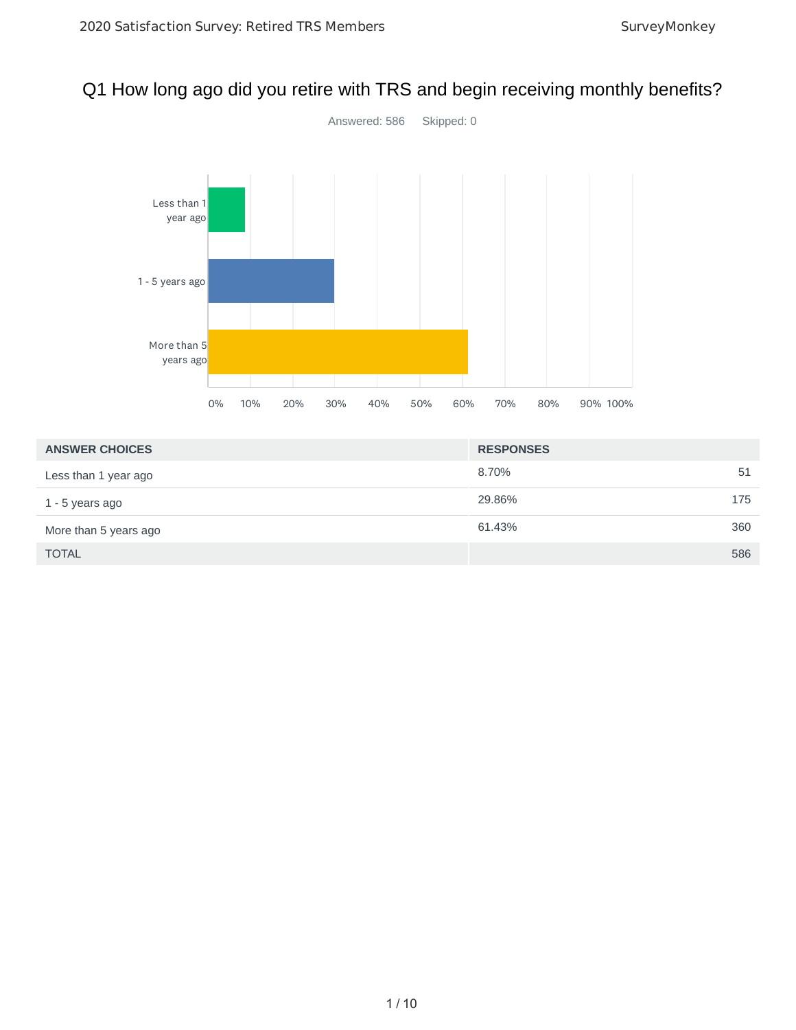# Q1 How long ago did you retire with TRS and begin receiving monthly benefits?

Answered: 586 Skipped: 0

| ANSWER CHOICES | RESPONSES | |
|---|---|---|
| Less than 1 year ago | 8.70% | 51 |
| 1 - 5 years ago | 29.86% | 175 |
| More than 5 years ago | 61.43% | 360 |
| TOTAL | | 586 |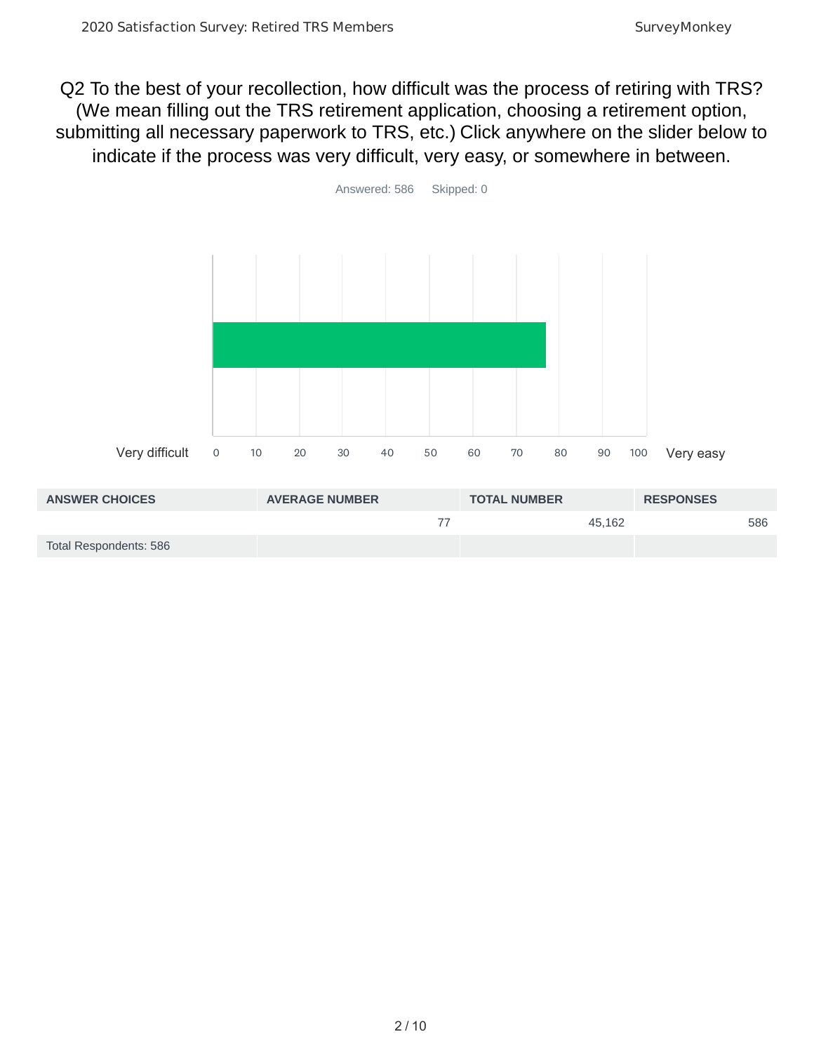## Q2 To the best of your recollection, how difficult was the process of retiring with TRS? (We mean filling out the TRS retirement application, choosing a retirement option, submitting all necessary paperwork to TRS, etc.) Click anywhere on the slider below to indicate if the process was very difficult, very easy, or somewhere in between.

Answered: 586 Skipped: 0

Very difficult 0 10 20 30 40 50 60 70 80 90 100 Very easy

| ANSWER CHOICES | AVERAGE NUMBER | TOTAL NUMBER | RESPONSES |
|---|---|---|---|
| | 77 | 45,162 | 586 |
| Total Respondents: 586 | | | |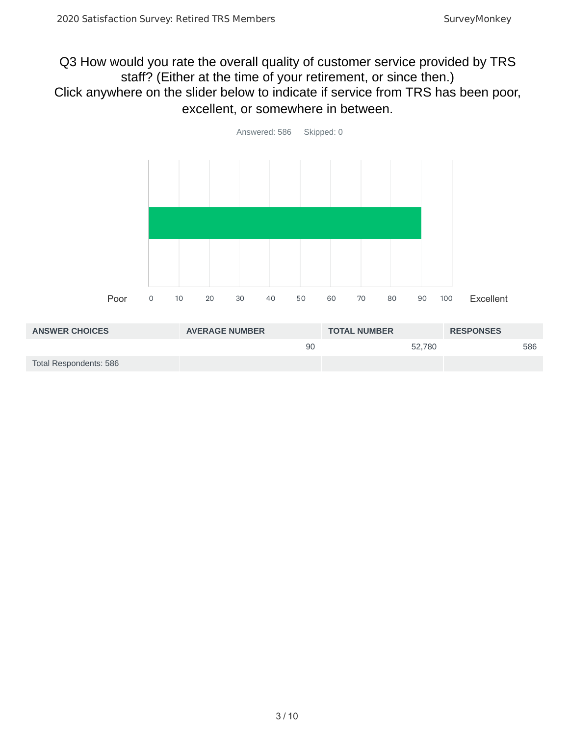## Q3 How would you rate the overall quality of customer service provided by TRS staff? (Either at the time of your retirement, or since then.) Click anywhere on the slider below to indicate if service from TRS has been poor, excellent, or somewhere in between.

Answered: 586 Skipped: 0

Poor 0 10 20 30 40 50 60 70 80 90 100 Excellent

| ANSWER CHOICES | AVERAGE NUMBER | TOTAL NUMBER | RESPONSES |
|---|---|---|---|
| | 90 | 52,780 | 586 |
| Total Respondents: 586 | | | |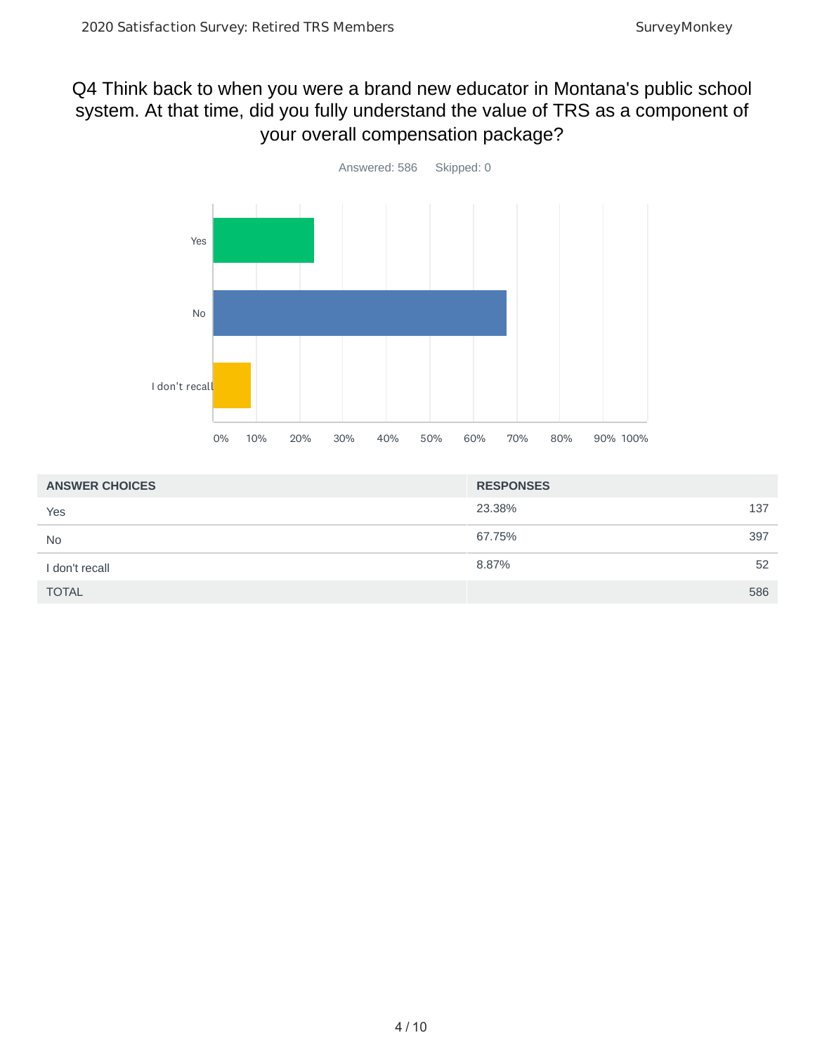## Q4 Think back to when you were a brand new educator in Montana's public school system. At that time, did you fully understand the value of TRS as a component of your overall compensation package?

Answered: 586 Skipped: 0

| ANSWER CHOICES | RESPONSES | |
|---|---|---|
| Yes | 23.38% | 137 |
| No | 67.75% | 397 |
| I don't recall | 8.87% | 52 |
| TOTAL | | 586 |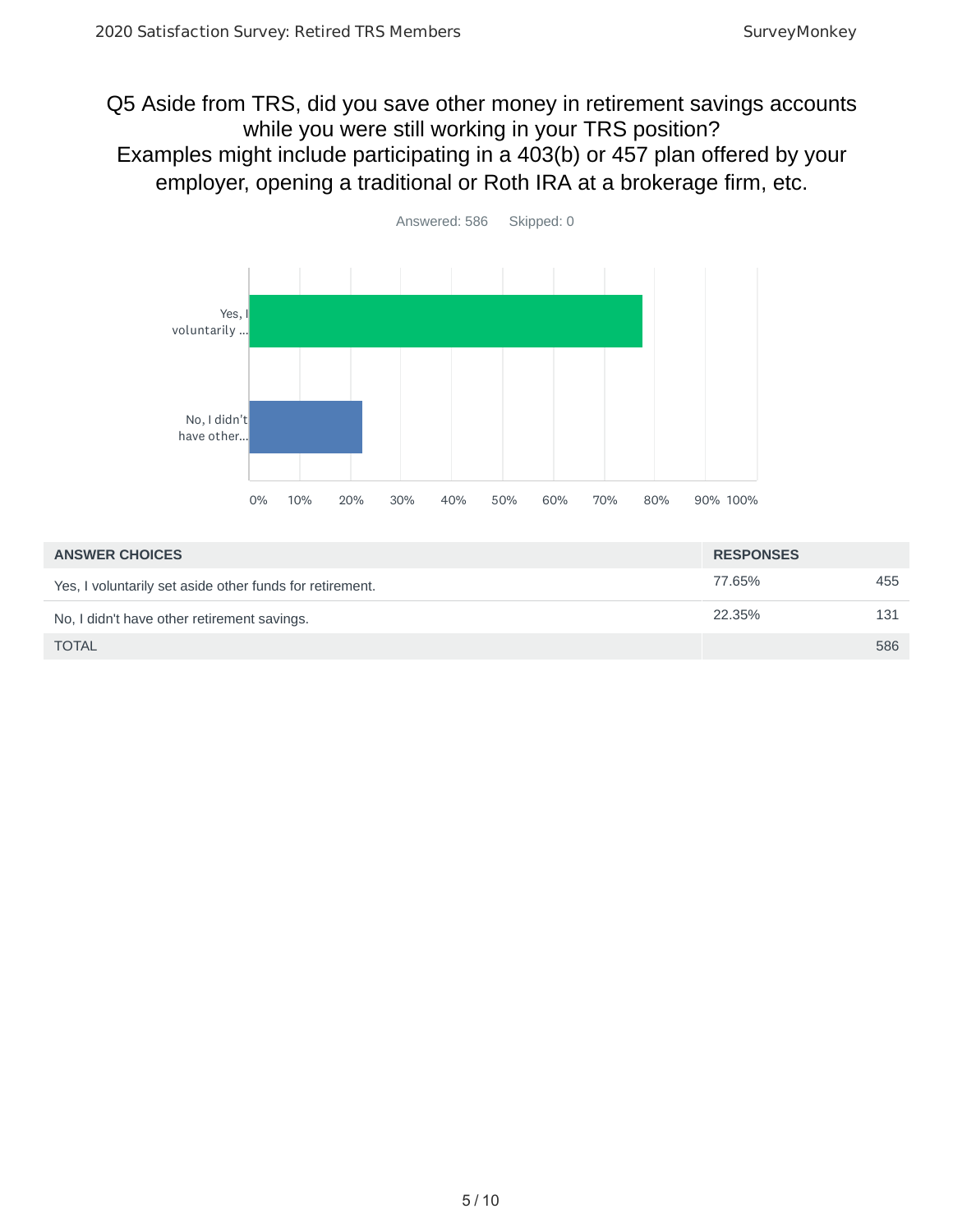## Q5 Aside from TRS, did you save other money in retirement savings accounts while you were still working in your TRS position? Examples might include participating in a 403(b) or 457 plan offered by your employer, opening a traditional or Roth IRA at a brokerage firm, etc.

Answered: 586 Skipped: 0

| ANSWER CHOICES | RESPONSES | |
|---|---|---|
| Yes, I voluntarily set aside other funds for retirement. | 77.65% | 455 |
| No, I didn't have other retirement savings. | 22.35% | 131 |
| TOTAL | | 586 |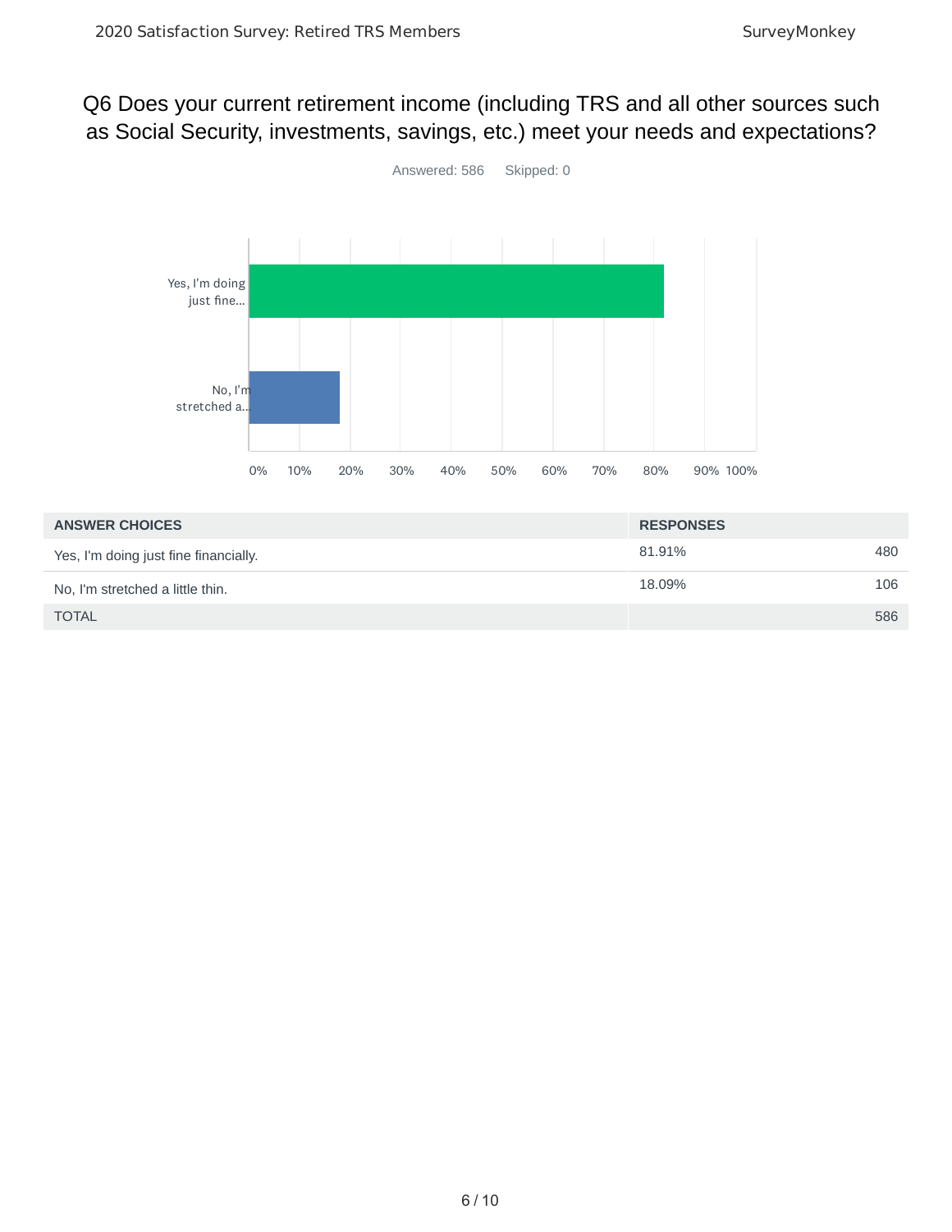# Q6 Does your current retirement income (including TRS and all other sources such as Social Security, investments, savings, etc.) meet your needs and expectations?

Answered: 586 Skipped: 0

| ANSWER CHOICES | RESPONSES | |
|---|---|---|
| Yes, I'm doing just fine financially. | 81.91% | 480 |
| No, I'm stretched a little thin. | 18.09% | 106 |
| TOTAL | | 586 |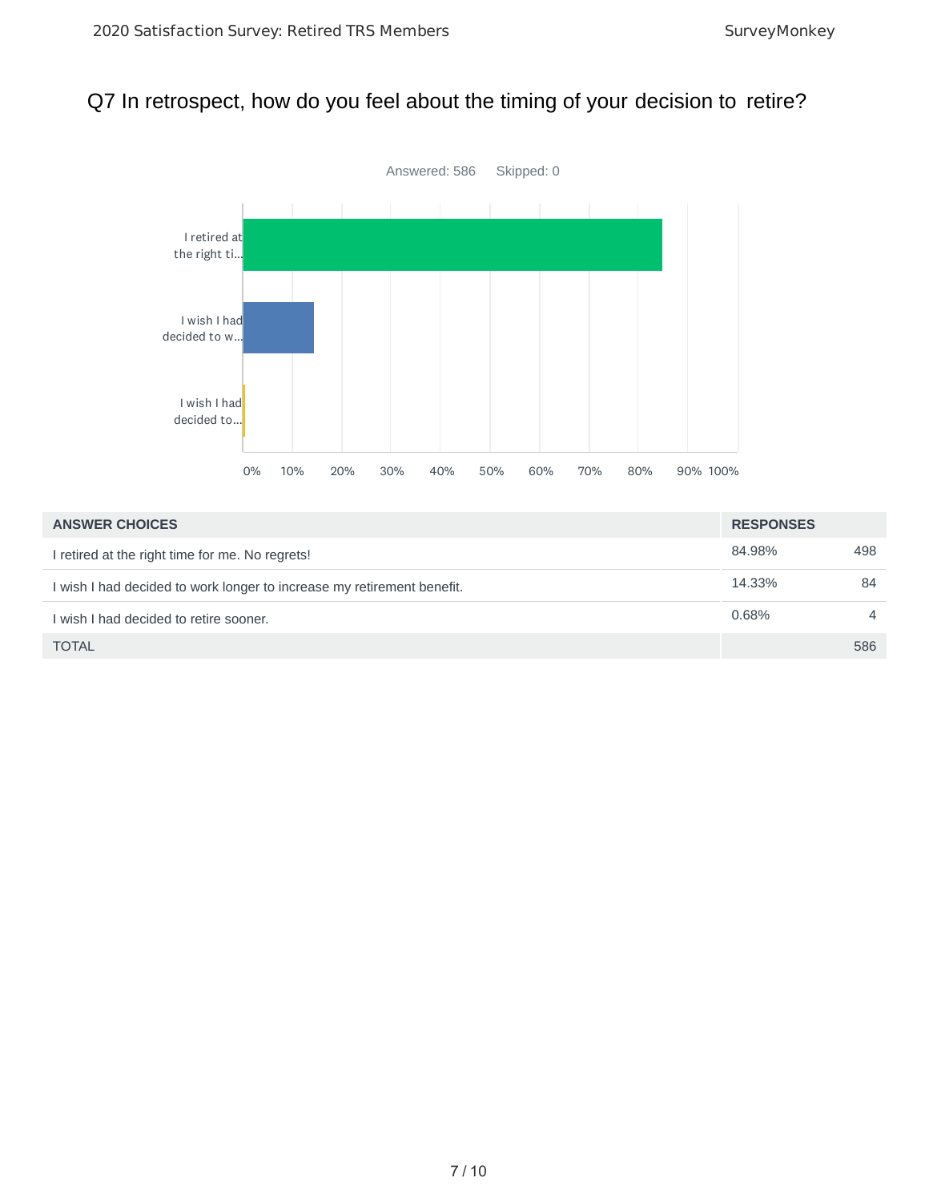## Q7 In retrospect, how do you feel about the timing of your decision to retire?

Answered: 586 Skipped: 0

| ANSWER CHOICES | RESPONSES | |
|---|---|---|
| I retired at the right time for me. No regrets! | 84.98% | 498 |
| I wish I had decided to work longer to increase my retirement benefit. | 14.33% | 84 |
| I wish I had decided to retire sooner. | 0.68% | 4 |
| TOTAL | | 586 |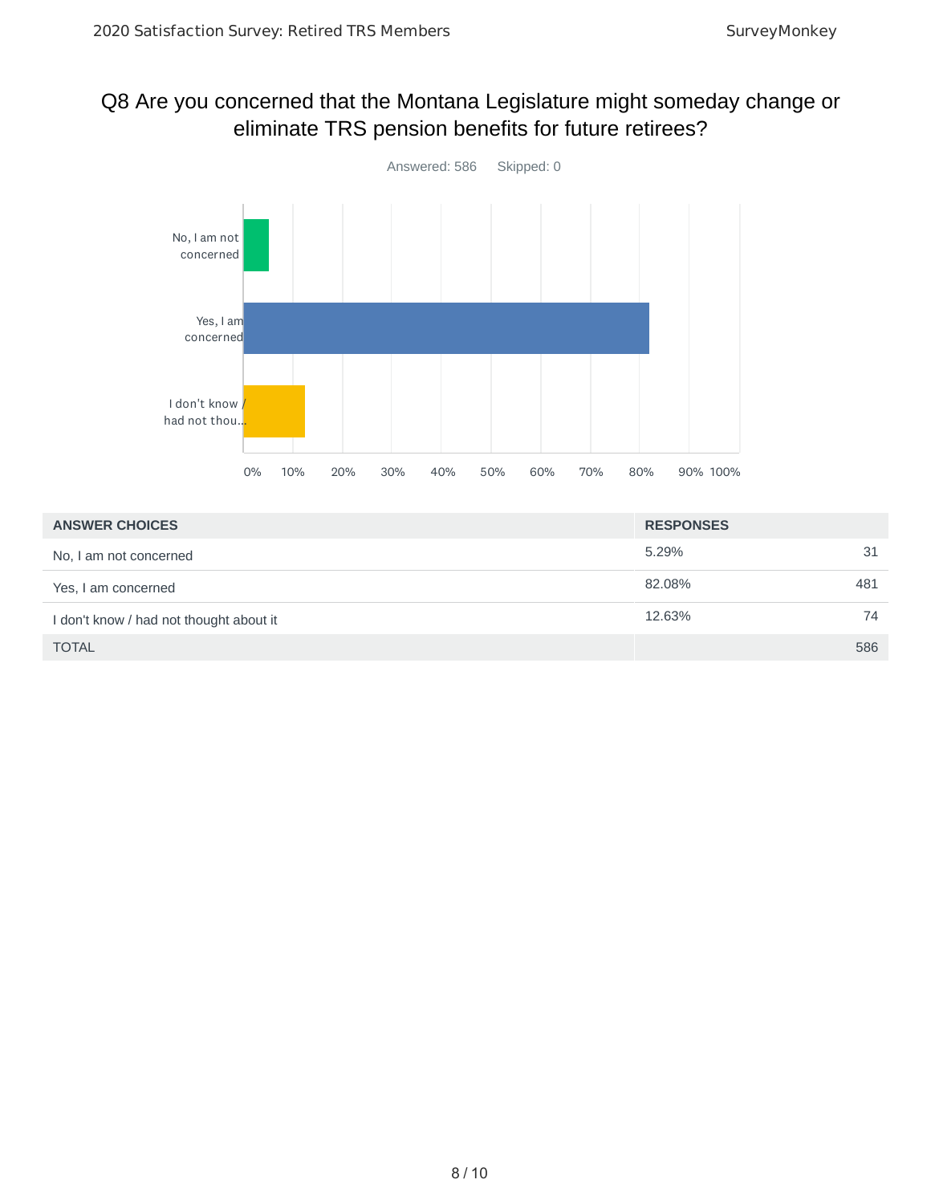## Q8 Are you concerned that the Montana Legislature might someday change or eliminate TRS pension benefits for future retirees?

Answered: 586 Skipped: 0

| ANSWER CHOICES | RESPONSES | |
|---|---|---|
| No, I am not concerned | 5.29% | 31 |
| Yes, I am concerned | 82.08% | 481 |
| I don't know / had not thought about it | 12.63% | 74 |
| TOTAL | | 586 |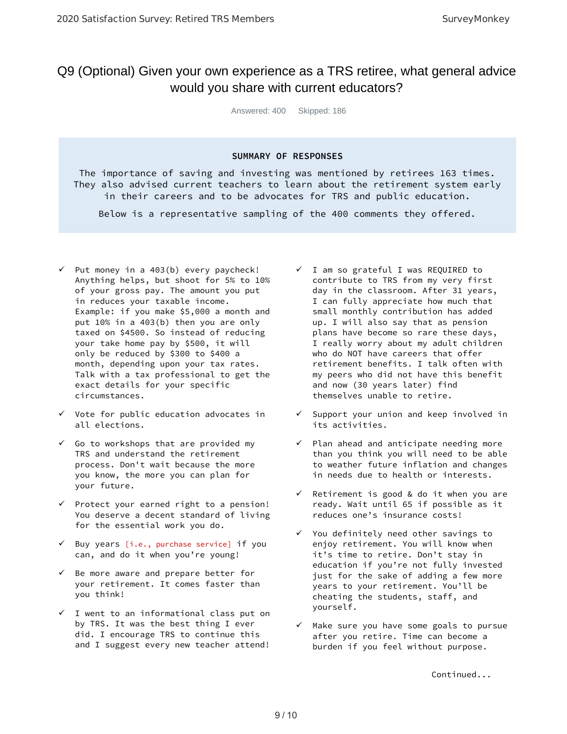## Q9 (Optional) Given your own experience as a TRS retiree, what general advice would you share with current educators?

Answered: 400 Skipped: 186

**SUMMARY OF RESPONSES**

The importance of saving and investing was mentioned by retirees 163 times. They also advised current teachers to learn about the retirement system early in their careers and to be advocates for TRS and public education.

Below is a representative sampling of the 400 comments they offered.

- ✓ Put money in a 403(b) every paycheck! Anything helps, but shoot for 5% to 10% of your gross pay. The amount you put in reduces your taxable income. Example: if you make $5,000 a month and put 10% in a 403(b) then you are only taxed on $4500. So instead of reducing your take home pay by $500, it will only be reduced by $300 to $400 a month, depending upon your tax rates. Talk with a tax professional to get the exact details for your specific circumstances.
- ✓ Vote for public education advocates in all elections.
- ✓ Go to workshops that are provided my TRS and understand the retirement process. Don't wait because the more you know, the more you can plan for your future.
- ✓ Protect your earned right to a pension! You deserve a decent standard of living for the essential work you do.
- ✓ Buy years [i.e., purchase service] if you can, and do it when you're young!
- ✓ Be more aware and prepare better for your retirement. It comes faster than you think!
- ✓ I went to an informational class put on by TRS. It was the best thing I ever did. I encourage TRS to continue this and I suggest every new teacher attend!
- ✓ I am so grateful I was REQUIRED to contribute to TRS from my very first day in the classroom. After 31 years, I can fully appreciate how much that small monthly contribution has added up. I will also say that as pension plans have become so rare these days, I really worry about my adult children who do NOT have careers that offer retirement benefits. I talk often with my peers who did not have this benefit and now (30 years later) find themselves unable to retire.
- ✓ Support your union and keep involved in its activities.
- ✓ Plan ahead and anticipate needing more than you think you will need to be able to weather future inflation and changes in needs due to health or interests.
- ✓ Retirement is good & do it when you are ready. Wait until 65 if possible as it reduces one's insurance costs!
- ✓ You definitely need other savings to enjoy retirement. You will know when it's time to retire. Don't stay in education if you're not fully invested just for the sake of adding a few more years to your retirement. You'll be cheating the students, staff, and yourself.
- ✓ Make sure you have some goals to pursue after you retire. Time can become a burden if you feel without purpose.

Continued...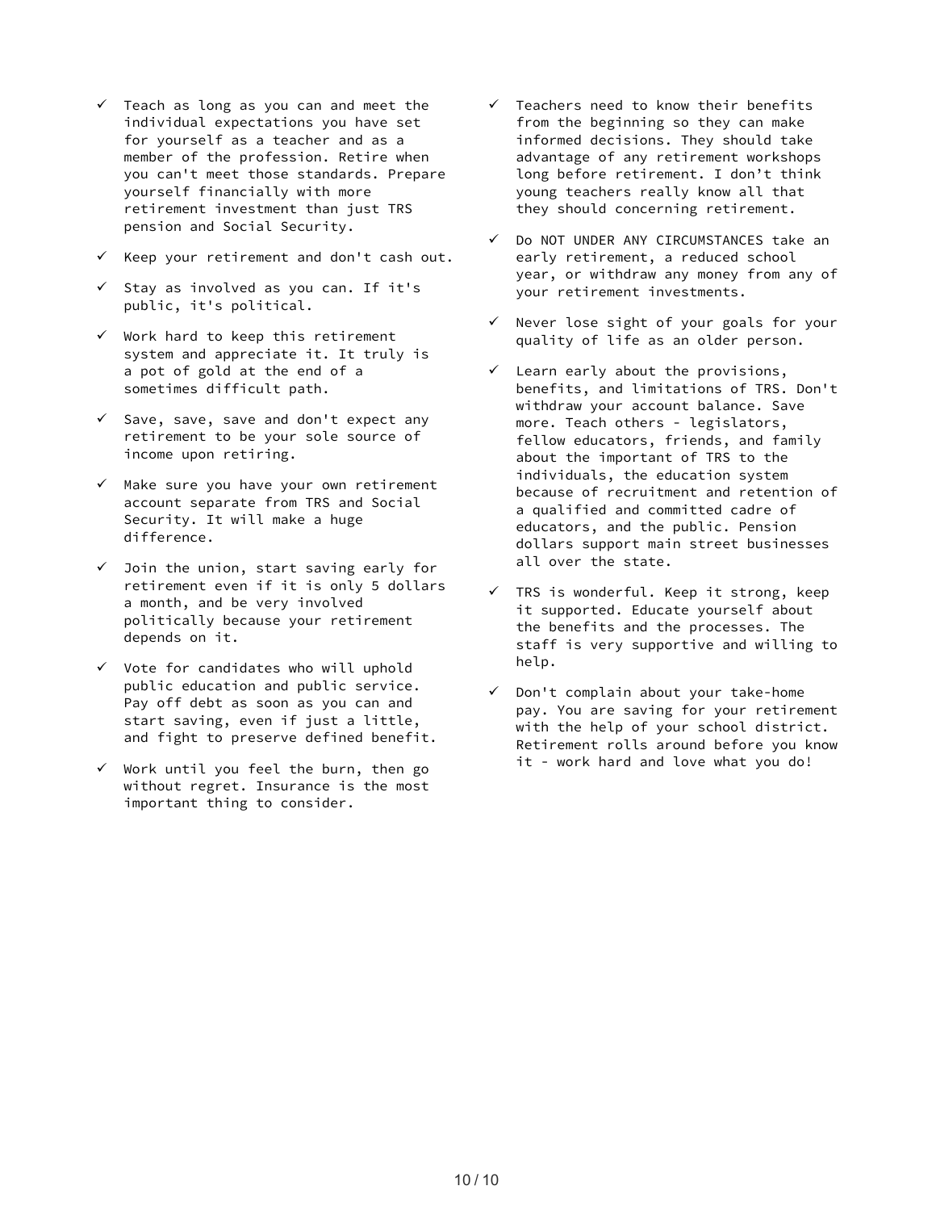- ✓ Teach as long as you can and meet the individual expectations you have set for yourself as a teacher and as a member of the profession. Retire when you can't meet those standards. Prepare yourself financially with more retirement investment than just TRS pension and Social Security.
- ✓ Keep your retirement and don't cash out.
- ✓ Stay as involved as you can. If it's public, it's political.
- ✓ Work hard to keep this retirement system and appreciate it. It truly is a pot of gold at the end of a sometimes difficult path.
- ✓ Save, save, save and don't expect any retirement to be your sole source of income upon retiring.
- ✓ Make sure you have your own retirement account separate from TRS and Social Security. It will make a huge difference.
- ✓ Join the union, start saving early for retirement even if it is only 5 dollars a month, and be very involved politically because your retirement depends on it.
- ✓ Vote for candidates who will uphold public education and public service. Pay off debt as soon as you can and start saving, even if just a little, and fight to preserve defined benefit.
- ✓ Work until you feel the burn, then go without regret. Insurance is the most important thing to consider.
- ✓ Teachers need to know their benefits from the beginning so they can make informed decisions. They should take advantage of any retirement workshops long before retirement. I don't think young teachers really know all that they should concerning retirement.
- ✓ Do NOT UNDER ANY CIRCUMSTANCES take an early retirement, a reduced school year, or withdraw any money from any of your retirement investments.
- ✓ Never lose sight of your goals for your quality of life as an older person.
- ✓ Learn early about the provisions, benefits, and limitations of TRS. Don't withdraw your account balance. Save more. Teach others - legislators, fellow educators, friends, and family about the important of TRS to the individuals, the education system because of recruitment and retention of a qualified and committed cadre of educators, and the public. Pension dollars support main street businesses all over the state.
- ✓ TRS is wonderful. Keep it strong, keep it supported. Educate yourself about the benefits and the processes. The staff is very supportive and willing to help.
- ✓ Don't complain about your take-home pay. You are saving for your retirement with the help of your school district. Retirement rolls around before you know it - work hard and love what you do!